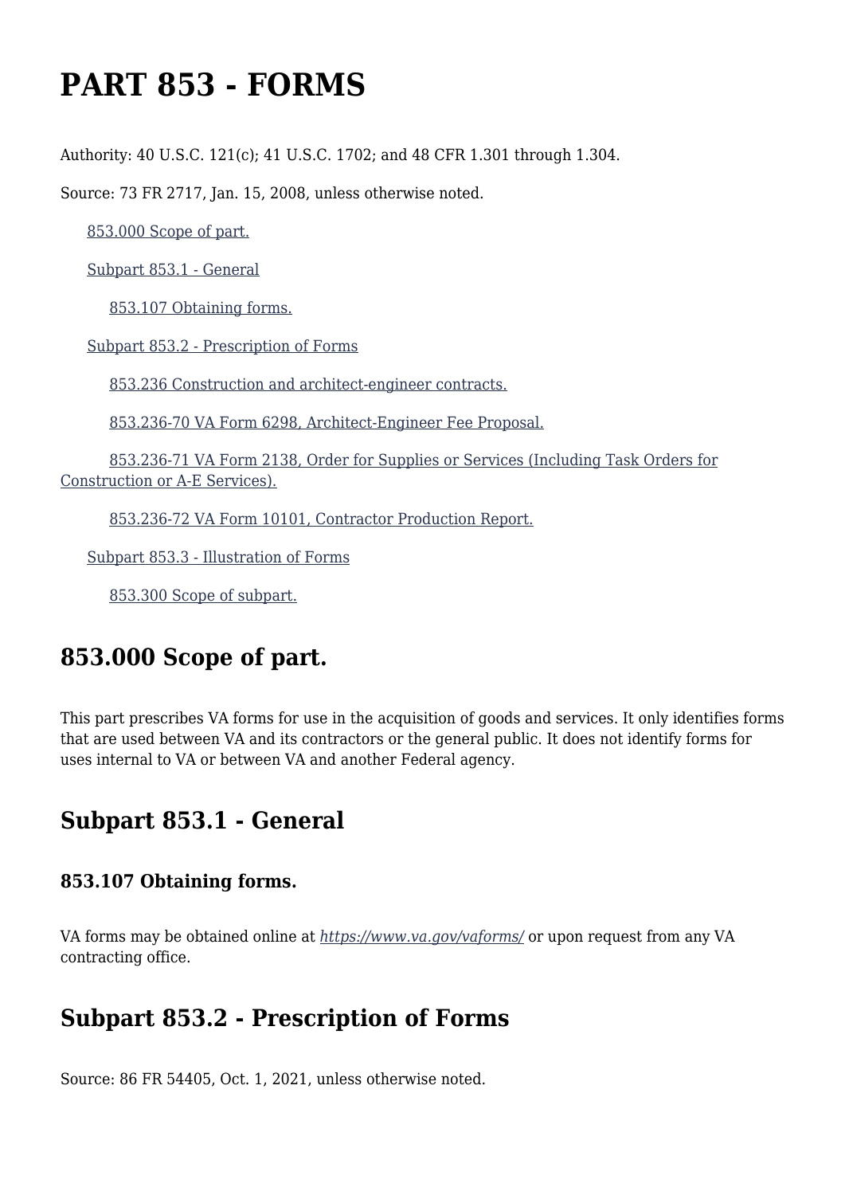# PART 853 - FORMS

Authority: 40 U.S.C. 121(c); 41 U.S.C. 1702; and 48 CFR 1.301 through 1.304.

Source: 73 FR 2717, Jan. 15, 2008, unless otherwise noted.

- 853.000 Scope of part.
- Subpart 853.1 - General
  - 853.107 Obtaining forms.
- Subpart 853.2 - Prescription of Forms
  - 853.236 Construction and architect-engineer contracts.
  - 853.236-70 VA Form 6298, Architect-Engineer Fee Proposal.
  - 853.236-71 VA Form 2138, Order for Supplies or Services (Including Task Orders for Construction or A-E Services).
  - 853.236-72 VA Form 10101, Contractor Production Report.
- Subpart 853.3 - Illustration of Forms
  - 853.300 Scope of subpart.

## 853.000 Scope of part.

This part prescribes VA forms for use in the acquisition of goods and services. It only identifies forms that are used between VA and its contractors or the general public. It does not identify forms for uses internal to VA or between VA and another Federal agency.

## Subpart 853.1 - General

### 853.107 Obtaining forms.

VA forms may be obtained online at *https://www.va.gov/vaforms/* or upon request from any VA contracting office.

## Subpart 853.2 - Prescription of Forms

Source: 86 FR 54405, Oct. 1, 2021, unless otherwise noted.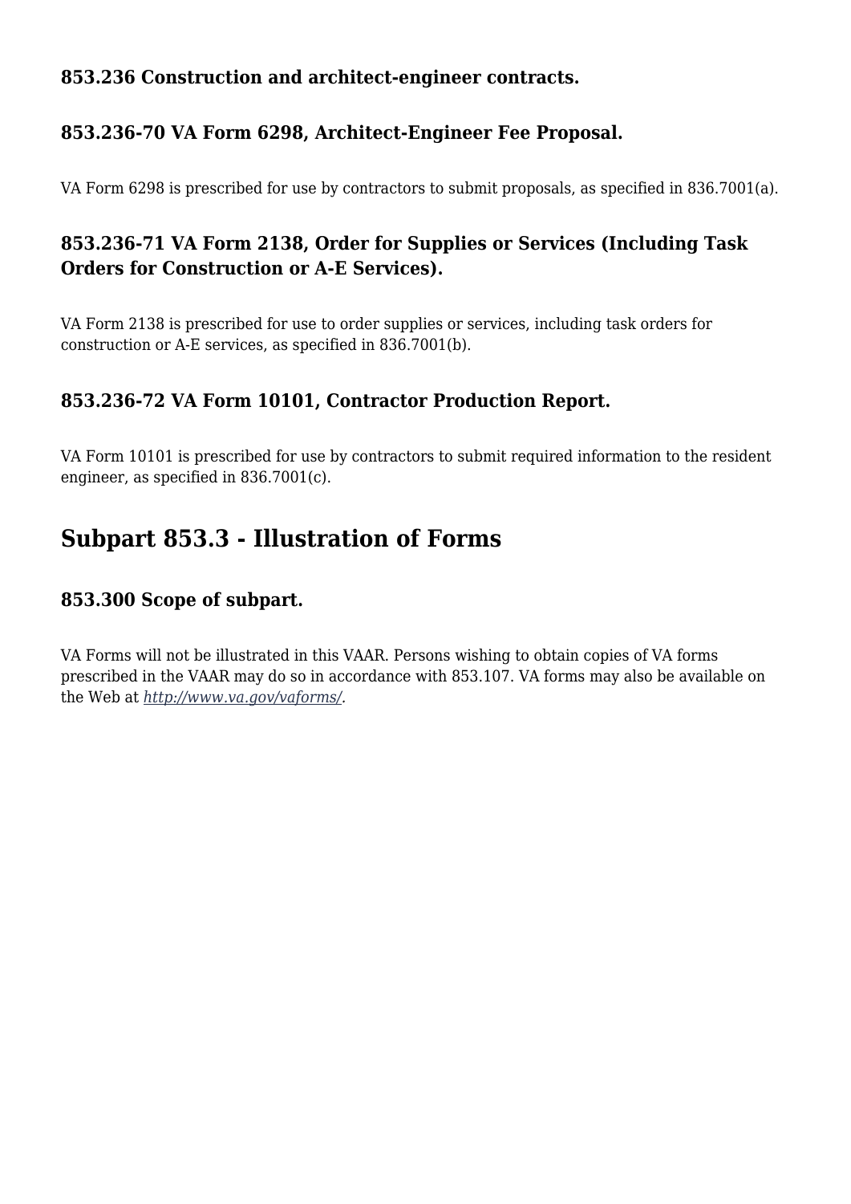### 853.236 Construction and architect-engineer contracts.

### 853.236-70 VA Form 6298, Architect-Engineer Fee Proposal.

VA Form 6298 is prescribed for use by contractors to submit proposals, as specified in 836.7001(a).

### 853.236-71 VA Form 2138, Order for Supplies or Services (Including Task Orders for Construction or A-E Services).

VA Form 2138 is prescribed for use to order supplies or services, including task orders for construction or A-E services, as specified in 836.7001(b).

### 853.236-72 VA Form 10101, Contractor Production Report.

VA Form 10101 is prescribed for use by contractors to submit required information to the resident engineer, as specified in 836.7001(c).

## Subpart 853.3 - Illustration of Forms

### 853.300 Scope of subpart.

VA Forms will not be illustrated in this VAAR. Persons wishing to obtain copies of VA forms prescribed in the VAAR may do so in accordance with 853.107. VA forms may also be available on the Web at *http://www.va.gov/vaforms/*.